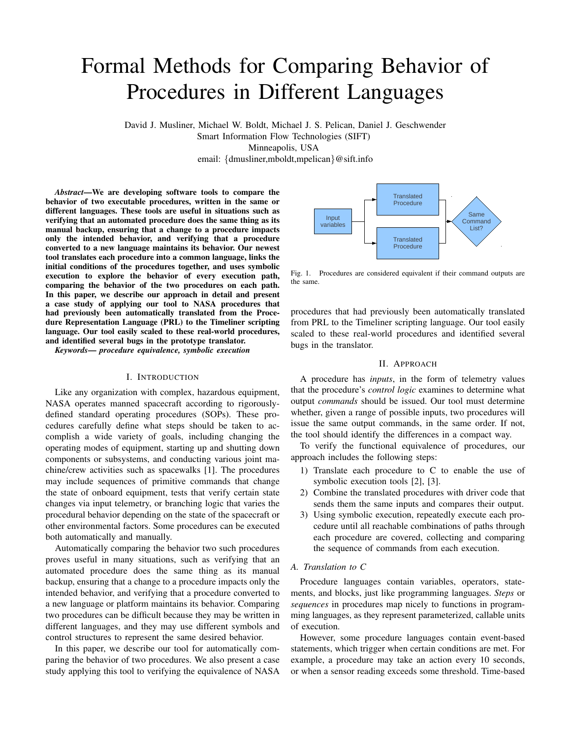# Formal Methods for Comparing Behavior of Procedures in Different Languages

David J. Musliner, Michael W. Boldt, Michael J. S. Pelican, Daniel J. Geschwender
Smart Information Flow Technologies (SIFT)
Minneapolis, USA
email: {dmusliner,mboldt,mpelican}@sift.info

***Abstract*—We are developing software tools to compare the behavior of two executable procedures, written in the same or different languages. These tools are useful in situations such as verifying that an automated procedure does the same thing as its manual backup, ensuring that a change to a procedure impacts only the intended behavior, and verifying that a procedure converted to a new language maintains its behavior. Our newest tool translates each procedure into a common language, links the initial conditions of the procedures together, and uses symbolic execution to explore the behavior of every execution path, comparing the behavior of the two procedures on each path. In this paper, we describe our approach in detail and present a case study of applying our tool to NASA procedures that had previously been automatically translated from the Procedure Representation Language (PRL) to the Timeliner scripting language. Our tool easily scaled to these real-world procedures, and identified several bugs in the prototype translator.**

***Keywords— procedure equivalence, symbolic execution***

## I. Introduction

Like any organization with complex, hazardous equipment, NASA operates manned spacecraft according to rigorously-defined standard operating procedures (SOPs). These procedures carefully define what steps should be taken to accomplish a wide variety of goals, including changing the operating modes of equipment, starting up and shutting down components or subsystems, and conducting various joint machine/crew activities such as spacewalks [1]. The procedures may include sequences of primitive commands that change the state of onboard equipment, tests that verify certain state changes via input telemetry, or branching logic that varies the procedural behavior depending on the state of the spacecraft or other environmental factors. Some procedures can be executed both automatically and manually.

Automatically comparing the behavior two such procedures proves useful in many situations, such as verifying that an automated procedure does the same thing as its manual backup, ensuring that a change to a procedure impacts only the intended behavior, and verifying that a procedure converted to a new language or platform maintains its behavior. Comparing two procedures can be difficult because they may be written in different languages, and they may use different symbols and control structures to represent the same desired behavior.

In this paper, we describe our tool for automatically comparing the behavior of two procedures. We also present a case study applying this tool to verifying the equivalence of NASA procedures that had previously been automatically translated from PRL to the Timeliner scripting language. Our tool easily scaled to these real-world procedures and identified several bugs in the translator.

Input variables → Translated Procedure / Translated Procedure → Same Command List?

Fig. 1. Procedures are considered equivalent if their command outputs are the same.

## II. Approach

A procedure has *inputs*, in the form of telemetry values that the procedure's *control logic* examines to determine what output *commands* should be issued. Our tool must determine whether, given a range of possible inputs, two procedures will issue the same output commands, in the same order. If not, the tool should identify the differences in a compact way.

To verify the functional equivalence of procedures, our approach includes the following steps:

1) Translate each procedure to C to enable the use of symbolic execution tools [2], [3].
2) Combine the translated procedures with driver code that sends them the same inputs and compares their output.
3) Using symbolic execution, repeatedly execute each procedure until all reachable combinations of paths through each procedure are covered, collecting and comparing the sequence of commands from each execution.

### A. Translation to C

Procedure languages contain variables, operators, statements, and blocks, just like programming languages. *Steps* or *sequences* in procedures map nicely to functions in programming languages, as they represent parameterized, callable units of execution.

However, some procedure languages contain event-based statements, which trigger when certain conditions are met. For example, a procedure may take an action every 10 seconds, or when a sensor reading exceeds some threshold. Time-based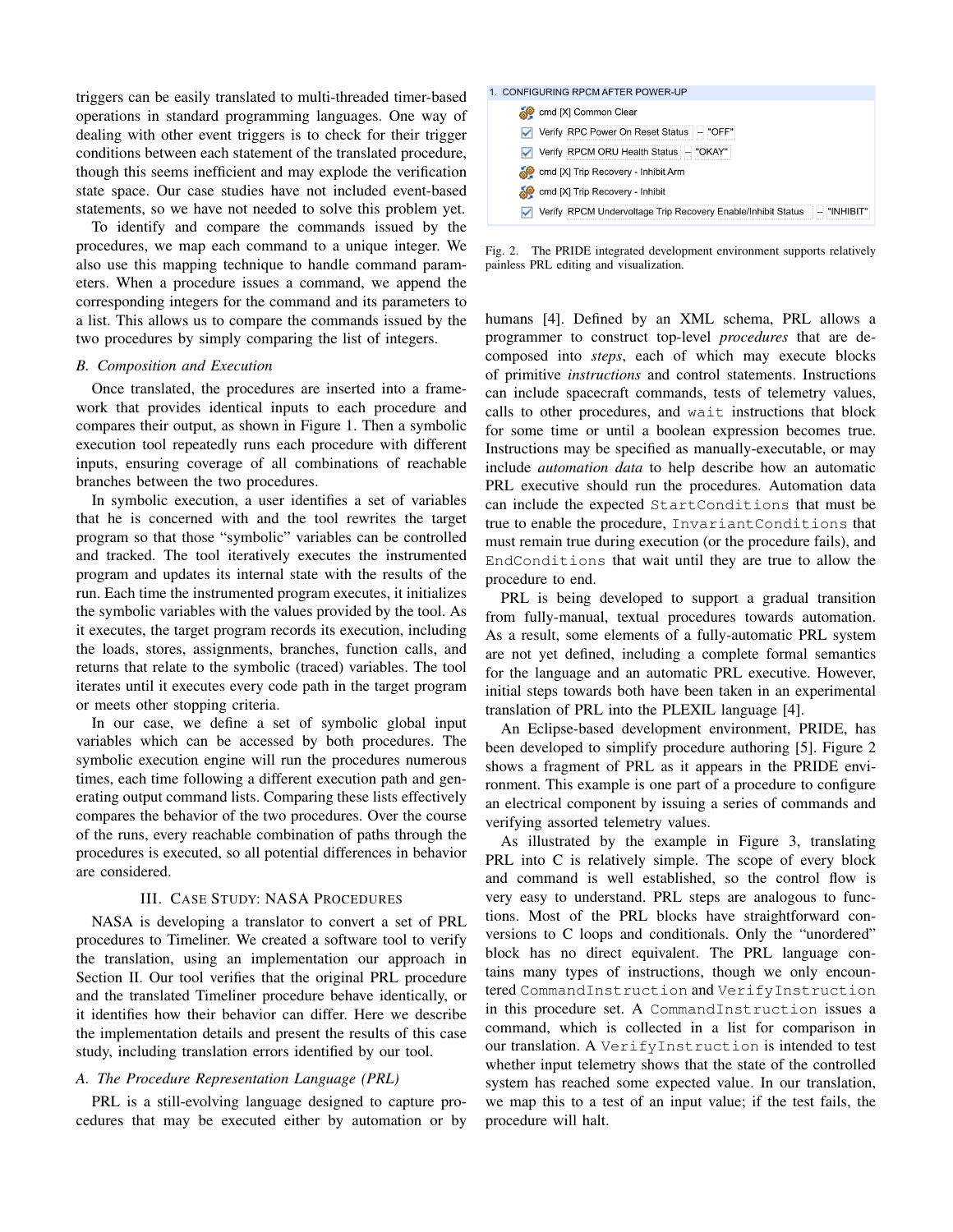triggers can be easily translated to multi-threaded timer-based operations in standard programming languages. One way of dealing with other event triggers is to check for their trigger conditions between each statement of the translated procedure, though this seems inefficient and may explode the verification state space. Our case studies have not included event-based statements, so we have not needed to solve this problem yet.

To identify and compare the commands issued by the procedures, we map each command to a unique integer. We also use this mapping technique to handle command parameters. When a procedure issues a command, we append the corresponding integers for the command and its parameters to a list. This allows us to compare the commands issued by the two procedures by simply comparing the list of integers.

### B. Composition and Execution

Once translated, the procedures are inserted into a framework that provides identical inputs to each procedure and compares their output, as shown in Figure 1. Then a symbolic execution tool repeatedly runs each procedure with different inputs, ensuring coverage of all combinations of reachable branches between the two procedures.

In symbolic execution, a user identifies a set of variables that he is concerned with and the tool rewrites the target program so that those "symbolic" variables can be controlled and tracked. The tool iteratively executes the instrumented program and updates its internal state with the results of the run. Each time the instrumented program executes, it initializes the symbolic variables with the values provided by the tool. As it executes, the target program records its execution, including the loads, stores, assignments, branches, function calls, and returns that relate to the symbolic (traced) variables. The tool iterates until it executes every code path in the target program or meets other stopping criteria.

In our case, we define a set of symbolic global input variables which can be accessed by both procedures. The symbolic execution engine will run the procedures numerous times, each time following a different execution path and generating output command lists. Comparing these lists effectively compares the behavior of the two procedures. Over the course of the runs, every reachable combination of paths through the procedures is executed, so all potential differences in behavior are considered.

## III. Case Study: NASA Procedures

NASA is developing a translator to convert a set of PRL procedures to Timeliner. We created a software tool to verify the translation, using an implementation our approach in Section II. Our tool verifies that the original PRL procedure and the translated Timeliner procedure behave identically, or it identifies how their behavior can differ. Here we describe the implementation details and present the results of this case study, including translation errors identified by our tool.

### A. The Procedure Representation Language (PRL)

PRL is a still-evolving language designed to capture procedures that may be executed either by automation or by humans [4]. Defined by an XML schema, PRL allows a programmer to construct top-level *procedures* that are decomposed into *steps*, each of which may execute blocks of primitive *instructions* and control statements. Instructions can include spacecraft commands, tests of telemetry values, calls to other procedures, and `wait` instructions that block for some time or until a boolean expression becomes true. Instructions may be specified as manually-executable, or may include *automation data* to help describe how an automatic PRL executive should run the procedures. Automation data can include the expected `StartConditions` that must be true to enable the procedure, `InvariantConditions` that must remain true during execution (or the procedure fails), and `EndConditions` that wait until they are true to allow the procedure to end.

PRL is being developed to support a gradual transition from fully-manual, textual procedures towards automation. As a result, some elements of a fully-automatic PRL system are not yet defined, including a complete formal semantics for the language and an automatic PRL executive. However, initial steps towards both have been taken in an experimental translation of PRL into the PLEXIL language [4].

An Eclipse-based development environment, PRIDE, has been developed to simplify procedure authoring [5]. Figure 2 shows a fragment of PRL as it appears in the PRIDE environment. This example is one part of a procedure to configure an electrical component by issuing a series of commands and verifying assorted telemetry values.

1. CONFIGURING RPCM AFTER POWER-UP
- cmd [X] Common Clear
- Verify RPC Power On Reset Status – "OFF"
- Verify RPCM ORU Health Status – "OKAY"
- cmd [X] Trip Recovery - Inhibit Arm
- cmd [X] Trip Recovery - Inhibit
- Verify RPCM Undervoltage Trip Recovery Enable/Inhibit Status – "INHIBIT"

Fig. 2. The PRIDE integrated development environment supports relatively painless PRL editing and visualization.

As illustrated by the example in Figure 3, translating PRL into C is relatively simple. The scope of every block and command is well established, so the control flow is very easy to understand. PRL steps are analogous to functions. Most of the PRL blocks have straightforward conversions to C loops and conditionals. Only the "unordered" block has no direct equivalent. The PRL language contains many types of instructions, though we only encountered `CommandInstruction` and `VerifyInstruction` in this procedure set. A `CommandInstruction` issues a command, which is collected in a list for comparison in our translation. A `VerifyInstruction` is intended to test whether input telemetry shows that the state of the controlled system has reached some expected value. In our translation, we map this to a test of an input value; if the test fails, the procedure will halt.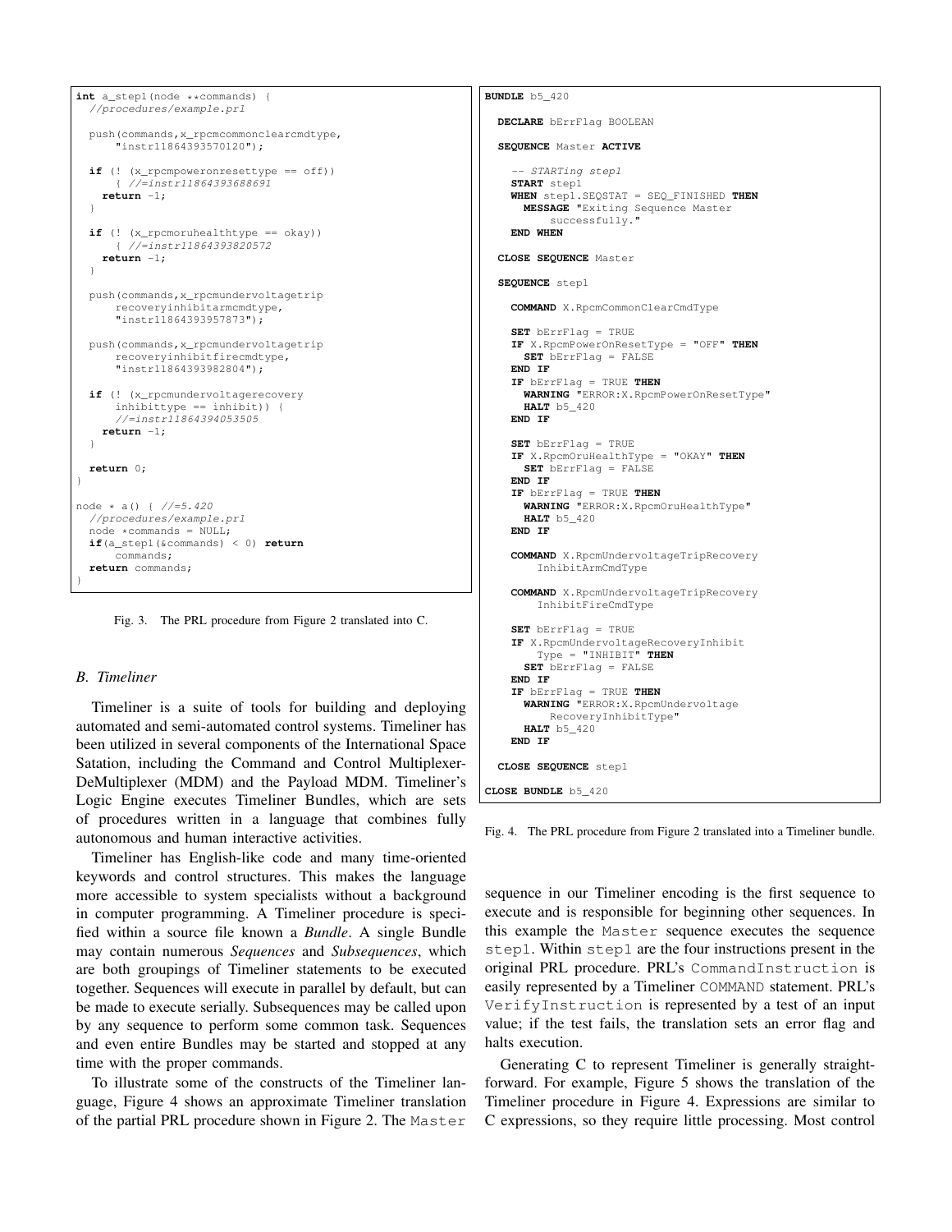```c
int a_step1(node **commands) {
  //procedures/example.prl

  push(commands,x_rpcmcommonclearcmdtype,
      "instr11864393570120");

  if (! (x_rpcmpoweronresettype == off))
      { //=instr11864393688691
    return -1;
  }

  if (! (x_rpcmoruhealthtype == okay))
      { //=instr11864393820572
    return -1;
  }

  push(commands,x_rpcmundervoltagetrip
      recoveryinhibitarmcmdtype,
      "instr11864393957873");

  push(commands,x_rpcmundervoltagetrip
      recoveryinhibitfirecmdtype,
      "instr11864393982804");

  if (! (x_rpcmundervoltagerecovery
      inhibittype == inhibit)) {
      //=instr11864394053505
    return -1;
  }

  return 0;
}

node * a() { //=5.420
  //procedures/example.prl
  node *commands = NULL;
  if(a_step1(&commands) < 0) return
      commands;
  return commands;
}
```

Fig. 3. The PRL procedure from Figure 2 translated into C.

### B. Timeliner

Timeliner is a suite of tools for building and deploying automated and semi-automated control systems. Timeliner has been utilized in several components of the International Space Satation, including the Command and Control Multiplexer-DeMultiplexer (MDM) and the Payload MDM. Timeliner's Logic Engine executes Timeliner Bundles, which are sets of procedures written in a language that combines fully autonomous and human interactive activities.

Timeliner has English-like code and many time-oriented keywords and control structures. This makes the language more accessible to system specialists without a background in computer programming. A Timeliner procedure is specified within a source file known a *Bundle*. A single Bundle may contain numerous *Sequences* and *Subsequences*, which are both groupings of Timeliner statements to be executed together. Sequences will execute in parallel by default, but can be made to execute serially. Subsequences may be called upon by any sequence to perform some common task. Sequences and even entire Bundles may be started and stopped at any time with the proper commands.

To illustrate some of the constructs of the Timeliner language, Figure 4 shows an approximate Timeliner translation of the partial PRL procedure shown in Figure 2. The Master sequence in our Timeliner encoding is the first sequence to execute and is responsible for beginning other sequences. In this example the Master sequence executes the sequence step1. Within step1 are the four instructions present in the original PRL procedure. PRL's CommandInstruction is easily represented by a Timeliner COMMAND statement. PRL's VerifyInstruction is represented by a test of an input value; if the test fails, the translation sets an error flag and halts execution.

```
BUNDLE b5_420

  DECLARE bErrFlag BOOLEAN

  SEQUENCE Master ACTIVE

    -- STARTing step1
    START step1
    WHEN step1.SEQSTAT = SEQ_FINISHED THEN
      MESSAGE "Exiting Sequence Master
          successfully."
    END WHEN

  CLOSE SEQUENCE Master

  SEQUENCE step1

    COMMAND X.RpcmCommonClearCmdType

    SET bErrFlag = TRUE
    IF X.RpcmPowerOnResetType = "OFF" THEN
      SET bErrFlag = FALSE
    END IF
    IF bErrFlag = TRUE THEN
      WARNING "ERROR:X.RpcmPowerOnResetType"
      HALT b5_420
    END IF

    SET bErrFlag = TRUE
    IF X.RpcmOruHealthType = "OKAY" THEN
      SET bErrFlag = FALSE
    END IF
    IF bErrFlag = TRUE THEN
      WARNING "ERROR:X.RpcmOruHealthType"
      HALT b5_420
    END IF

    COMMAND X.RpcmUndervoltageTripRecovery
        InhibitArmCmdType

    COMMAND X.RpcmUndervoltageTripRecovery
        InhibitFireCmdType

    SET bErrFlag = TRUE
    IF X.RpcmUndervoltageRecoveryInhibit
        Type = "INHIBIT" THEN
      SET bErrFlag = FALSE
    END IF
    IF bErrFlag = TRUE THEN
      WARNING "ERROR:X.RpcmUndervoltage
          RecoveryInhibitType"
      HALT b5_420
    END IF

  CLOSE SEQUENCE step1

CLOSE BUNDLE b5_420
```

Fig. 4. The PRL procedure from Figure 2 translated into a Timeliner bundle.

Generating C to represent Timeliner is generally straightforward. For example, Figure 5 shows the translation of the Timeliner procedure in Figure 4. Expressions are similar to C expressions, so they require little processing. Most control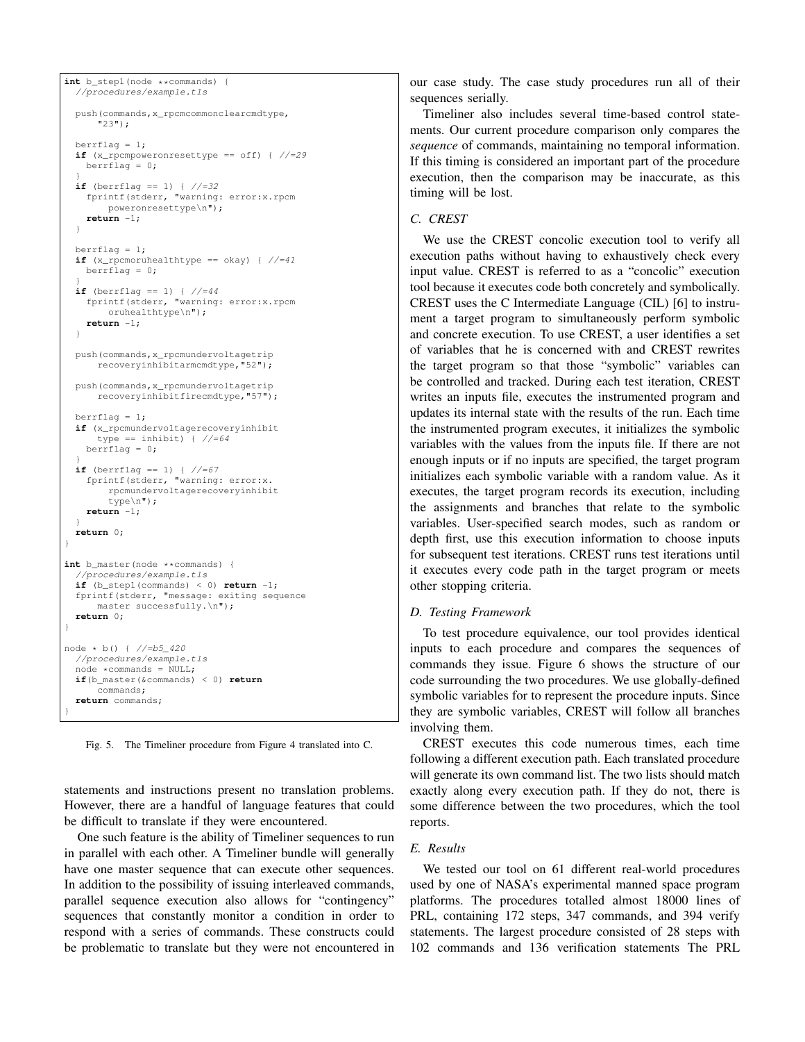```c
int b_step1(node **commands) {
  //procedures/example.tls

  push(commands,x_rpcmcommonclearcmdtype,
      "23");

  berrflag = 1;
  if (x_rpcmpoweronresettype == off) { //=29
    berrflag = 0;
  }
  if (berrflag == 1) { //=32
    fprintf(stderr, "warning: error:x.rpcm
        poweronresettype\n");
    return -1;
  }

  berrflag = 1;
  if (x_rpcmoruhealthtype == okay) { //=41
    berrflag = 0;
  }
  if (berrflag == 1) { //=44
    fprintf(stderr, "warning: error:x.rpcm
        oruhealthtype\n");
    return -1;
  }

  push(commands,x_rpcmundervoltagetrip
      recoveryinhibitarmcmdtype,"52");

  push(commands,x_rpcmundervoltagetrip
      recoveryinhibitfirecmdtype,"57");

  berrflag = 1;
  if (x_rpcmundervoltagerecoveryinhibit
      type == inhibit) { //=64
    berrflag = 0;
  }
  if (berrflag == 1) { //=67
    fprintf(stderr, "warning: error:x.
        rpcmundervoltagerecoveryinhibit
        type\n");
    return -1;
  }
  return 0;
}

int b_master(node **commands) {
  //procedures/example.tls
  if (b_step1(commands) < 0) return -1;
  fprintf(stderr, "message: exiting sequence
      master successfully.\n");
  return 0;
}

node * b() { //=b5_420
  //procedures/example.tls
  node *commands = NULL;
  if(b_master(&commands) < 0) return
      commands;
  return commands;
}
```

Fig. 5. The Timeliner procedure from Figure 4 translated into C.

statements and instructions present no translation problems. However, there are a handful of language features that could be difficult to translate if they were encountered.

One such feature is the ability of Timeliner sequences to run in parallel with each other. A Timeliner bundle will generally have one master sequence that can execute other sequences. In addition to the possibility of issuing interleaved commands, parallel sequence execution also allows for "contingency" sequences that constantly monitor a condition in order to respond with a series of commands. These constructs could be problematic to translate but they were not encountered in our case study. The case study procedures run all of their sequences serially.

Timeliner also includes several time-based control statements. Our current procedure comparison only compares the *sequence* of commands, maintaining no temporal information. If this timing is considered an important part of the procedure execution, then the comparison may be inaccurate, as this timing will be lost.

### C. CREST

We use the CREST concolic execution tool to verify all execution paths without having to exhaustively check every input value. CREST is referred to as a "concolic" execution tool because it executes code both concretely and symbolically. CREST uses the C Intermediate Language (CIL) [6] to instrument a target program to simultaneously perform symbolic and concrete execution. To use CREST, a user identifies a set of variables that he is concerned with and CREST rewrites the target program so that those "symbolic" variables can be controlled and tracked. During each test iteration, CREST writes an inputs file, executes the instrumented program and updates its internal state with the results of the run. Each time the instrumented program executes, it initializes the symbolic variables with the values from the inputs file. If there are not enough inputs or if no inputs are specified, the target program initializes each symbolic variable with a random value. As it executes, the target program records its execution, including the assignments and branches that relate to the symbolic variables. User-specified search modes, such as random or depth first, use this execution information to choose inputs for subsequent test iterations. CREST runs test iterations until it executes every code path in the target program or meets other stopping criteria.

### D. Testing Framework

To test procedure equivalence, our tool provides identical inputs to each procedure and compares the sequences of commands they issue. Figure 6 shows the structure of our code surrounding the two procedures. We use globally-defined symbolic variables for to represent the procedure inputs. Since they are symbolic variables, CREST will follow all branches involving them.

CREST executes this code numerous times, each time following a different execution path. Each translated procedure will generate its own command list. The two lists should match exactly along every execution path. If they do not, there is some difference between the two procedures, which the tool reports.

### E. Results

We tested our tool on 61 different real-world procedures used by one of NASA's experimental manned space program platforms. The procedures totalled almost 18000 lines of PRL, containing 172 steps, 347 commands, and 394 verify statements. The largest procedure consisted of 28 steps with 102 commands and 136 verification statements The PRL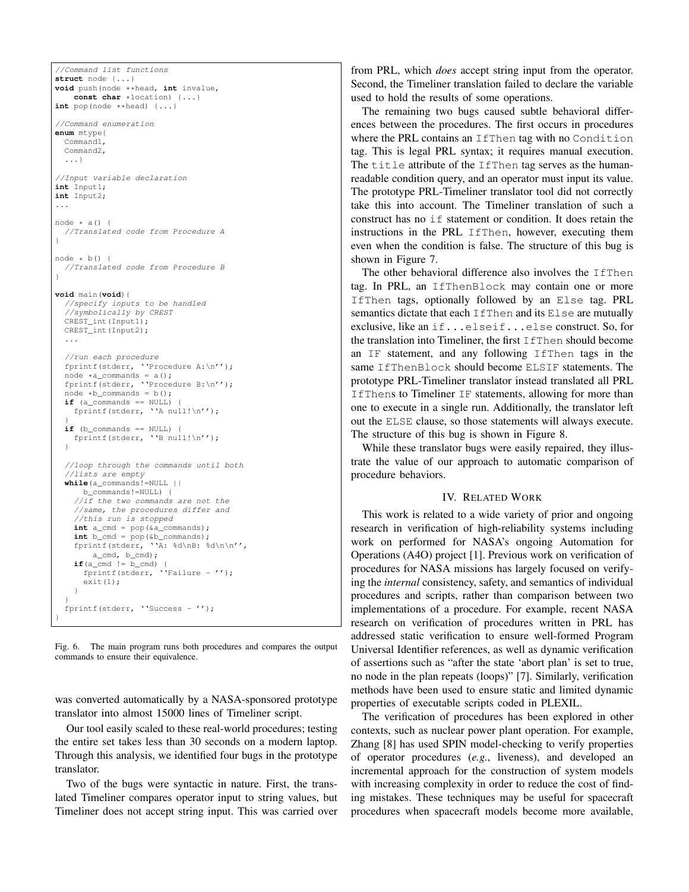```c
//Command list functions
struct node {...}
void push(node **head, int invalue,
    const char *location) {...}
int pop(node **head) {...}

//Command enumeration
enum mtype{
  Command1,
  Command2,
  ...}

//Input variable declaration
int Input1;
int Input2;
...

node * a() {
  //Translated code from Procedure A
}

node * b() {
  //Translated code from Procedure B
}

void main(void){
  //specify inputs to be handled
  //symbolically by CREST
  CREST_int(Input1);
  CREST_int(Input2);
  ...

  //run each procedure
  fprintf(stderr, ''Procedure A:\n'');
  node *a_commands = a();
  fprintf(stderr, ''Procedure B:\n'');
  node *b_commands = b();
  if (a_commands == NULL) {
    fprintf(stderr, ''A null!\n'');
  }
  if (b_commands == NULL) {
    fprintf(stderr, ''B null!\n'');
  }

  //loop through the commands until both
  //lists are empty
  while(a_commands!=NULL ||
      b_commands!=NULL) {
    //if the two commands are not the
    //same, the procedures differ and
    //this run is stopped
    int a_cmd = pop(&a_commands);
    int b_cmd = pop(&b_commands);
    fprintf(stderr, ''A: %d\nB: %d\n\n'',
        a_cmd, b_cmd);
    if(a_cmd != b_cmd) {
      fprintf(stderr, ''Failure - '');
      exit(1);
    }
  }
  fprintf(stderr, ''Success - '');
}
```

Fig. 6. The main program runs both procedures and compares the output commands to ensure their equivalence.

was converted automatically by a NASA-sponsored prototype translator into almost 15000 lines of Timeliner script.

Our tool easily scaled to these real-world procedures; testing the entire set takes less than 30 seconds on a modern laptop. Through this analysis, we identified four bugs in the prototype translator.

Two of the bugs were syntactic in nature. First, the translated Timeliner compares operator input to string values, but Timeliner does not accept string input. This was carried over from PRL, which *does* accept string input from the operator. Second, the Timeliner translation failed to declare the variable used to hold the results of some operations.

The remaining two bugs caused subtle behavioral differences between the procedures. The first occurs in procedures where the PRL contains an `IfThen` tag with no `Condition` tag. This is legal PRL syntax; it requires manual execution. The `title` attribute of the `IfThen` tag serves as the human-readable condition query, and an operator must input its value. The prototype PRL-Timeliner translator tool did not correctly take this into account. The Timeliner translation of such a construct has no `if` statement or condition. It does retain the instructions in the PRL `IfThen`, however, executing them even when the condition is false. The structure of this bug is shown in Figure 7.

The other behavioral difference also involves the `IfThen` tag. In PRL, an `IfThenBlock` may contain one or more `IfThen` tags, optionally followed by an `Else` tag. PRL semantics dictate that each `IfThen` and its `Else` are mutually exclusive, like an `if...elseif...else` construct. So, for the translation into Timeliner, the first `IfThen` should become an `IF` statement, and any following `IfThen` tags in the same `IfThenBlock` should become `ELSIF` statements. The prototype PRL-Timeliner translator instead translated all PRL `IfThen`s to Timeliner `IF` statements, allowing for more than one to execute in a single run. Additionally, the translator left out the `ELSE` clause, so those statements will always execute. The structure of this bug is shown in Figure 8.

While these translator bugs were easily repaired, they illustrate the value of our approach to automatic comparison of procedure behaviors.

## IV. Related Work

This work is related to a wide variety of prior and ongoing research in verification of high-reliability systems including work on performed for NASA's ongoing Automation for Operations (A4O) project [1]. Previous work on verification of procedures for NASA missions has largely focused on verifying the *internal* consistency, safety, and semantics of individual procedures and scripts, rather than comparison between two implementations of a procedure. For example, recent NASA research on verification of procedures written in PRL has addressed static verification to ensure well-formed Program Universal Identifier references, as well as dynamic verification of assertions such as "after the state 'abort plan' is set to true, no node in the plan repeats (loops)" [7]. Similarly, verification methods have been used to ensure static and limited dynamic properties of executable scripts coded in PLEXIL.

The verification of procedures has been explored in other contexts, such as nuclear power plant operation. For example, Zhang [8] has used SPIN model-checking to verify properties of operator procedures (*e.g.*, liveness), and developed an incremental approach for the construction of system models with increasing complexity in order to reduce the cost of finding mistakes. These techniques may be useful for spacecraft procedures when spacecraft models become more available,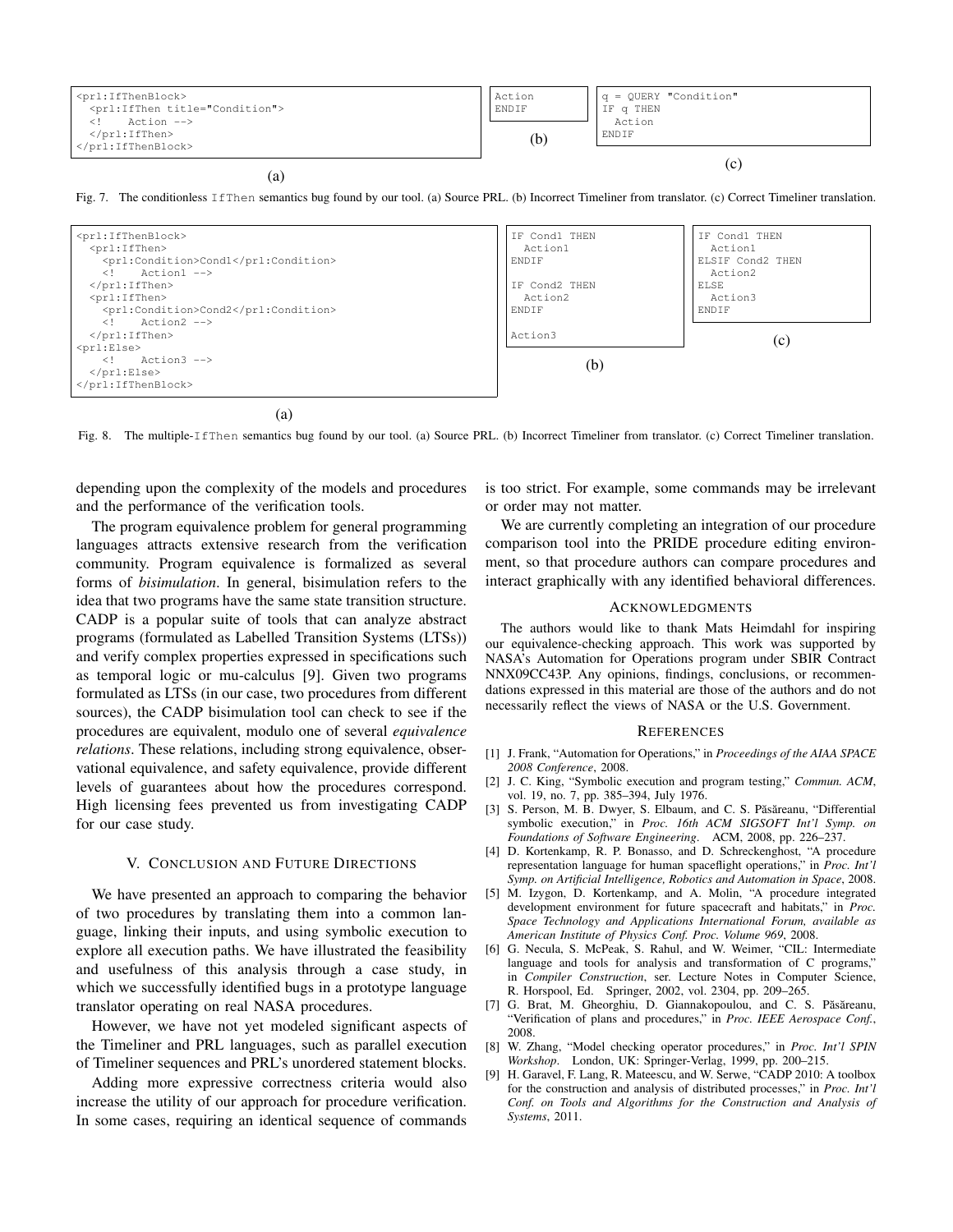```
<prl:IfThenBlock>
  <prl:IfThen title="Condition">
  <!    Action -->
  </prl:IfThen>
</prl:IfThenBlock>
```

(a)

```
Action
ENDIF
```

(b)

```
q = QUERY "Condition"
IF q THEN
  Action
ENDIF
```

(c)

Fig. 7. The conditionless `IfThen` semantics bug found by our tool. (a) Source PRL. (b) Incorrect Timeliner from translator. (c) Correct Timeliner translation.

```
<prl:IfThenBlock>
  <prl:IfThen>
    <prl:Condition>Cond1</prl:Condition>
    <!    Action1 -->
  </prl:IfThen>
  <prl:IfThen>
    <prl:Condition>Cond2</prl:Condition>
    <!    Action2 -->
  </prl:IfThen>
<prl:Else>
    <!    Action3 -->
  </prl:Else>
</prl:IfThenBlock>
```

(a)

```
IF Cond1 THEN
  Action1
ENDIF

IF Cond2 THEN
  Action2
ENDIF

Action3
```

(b)

```
IF Cond1 THEN
  Action1
ELSIF Cond2 THEN
  Action2
ELSE
  Action3
ENDIF
```

(c)

Fig. 8. The multiple-`IfThen` semantics bug found by our tool. (a) Source PRL. (b) Incorrect Timeliner from translator. (c) Correct Timeliner translation.

depending upon the complexity of the models and procedures and the performance of the verification tools.

The program equivalence problem for general programming languages attracts extensive research from the verification community. Program equivalence is formalized as several forms of *bisimulation*. In general, bisimulation refers to the idea that two programs have the same state transition structure. CADP is a popular suite of tools that can analyze abstract programs (formulated as Labelled Transition Systems (LTSs)) and verify complex properties expressed in specifications such as temporal logic or mu-calculus [9]. Given two programs formulated as LTSs (in our case, two procedures from different sources), the CADP bisimulation tool can check to see if the procedures are equivalent, modulo one of several *equivalence relations*. These relations, including strong equivalence, observational equivalence, and safety equivalence, provide different levels of guarantees about how the procedures correspond. High licensing fees prevented us from investigating CADP for our case study.

## V. Conclusion and Future Directions

We have presented an approach to comparing the behavior of two procedures by translating them into a common language, linking their inputs, and using symbolic execution to explore all execution paths. We have illustrated the feasibility and usefulness of this analysis through a case study, in which we successfully identified bugs in a prototype language translator operating on real NASA procedures.

However, we have not yet modeled significant aspects of the Timeliner and PRL languages, such as parallel execution of Timeliner sequences and PRL's unordered statement blocks.

Adding more expressive correctness criteria would also increase the utility of our approach for procedure verification. In some cases, requiring an identical sequence of commands is too strict. For example, some commands may be irrelevant or order may not matter.

We are currently completing an integration of our procedure comparison tool into the PRIDE procedure editing environment, so that procedure authors can compare procedures and interact graphically with any identified behavioral differences.

## Acknowledgments

The authors would like to thank Mats Heimdahl for inspiring our equivalence-checking approach. This work was supported by NASA's Automation for Operations program under SBIR Contract NNX09CC43P. Any opinions, findings, conclusions, or recommendations expressed in this material are those of the authors and do not necessarily reflect the views of NASA or the U.S. Government.

## References

[1] J. Frank, "Automation for Operations," in *Proceedings of the AIAA SPACE 2008 Conference*, 2008.

[2] J. C. King, "Symbolic execution and program testing," *Commun. ACM*, vol. 19, no. 7, pp. 385–394, July 1976.

[3] S. Person, M. B. Dwyer, S. Elbaum, and C. S. Păsăreanu, "Differential symbolic execution," in *Proc. 16th ACM SIGSOFT Int'l Symp. on Foundations of Software Engineering*. ACM, 2008, pp. 226–237.

[4] D. Kortenkamp, R. P. Bonasso, and D. Schreckenghost, "A procedure representation language for human spaceflight operations," in *Proc. Int'l Symp. on Artificial Intelligence, Robotics and Automation in Space*, 2008.

[5] M. Izygon, D. Kortenkamp, and A. Molin, "A procedure integrated development environment for future spacecraft and habitats," in *Proc. Space Technology and Applications International Forum, available as American Institute of Physics Conf. Proc. Volume 969*, 2008.

[6] G. Necula, S. McPeak, S. Rahul, and W. Weimer, "CIL: Intermediate language and tools for analysis and transformation of C programs," in *Compiler Construction*, ser. Lecture Notes in Computer Science, R. Horspool, Ed. Springer, 2002, vol. 2304, pp. 209–265.

[7] G. Brat, M. Gheorghiu, D. Giannakopoulou, and C. S. Păsăreanu, "Verification of plans and procedures," in *Proc. IEEE Aerospace Conf.*, 2008.

[8] W. Zhang, "Model checking operator procedures," in *Proc. Int'l SPIN Workshop*. London, UK: Springer-Verlag, 1999, pp. 200–215.

[9] H. Garavel, F. Lang, R. Mateescu, and W. Serwe, "CADP 2010: A toolbox for the construction and analysis of distributed processes," in *Proc. Int'l Conf. on Tools and Algorithms for the Construction and Analysis of Systems*, 2011.